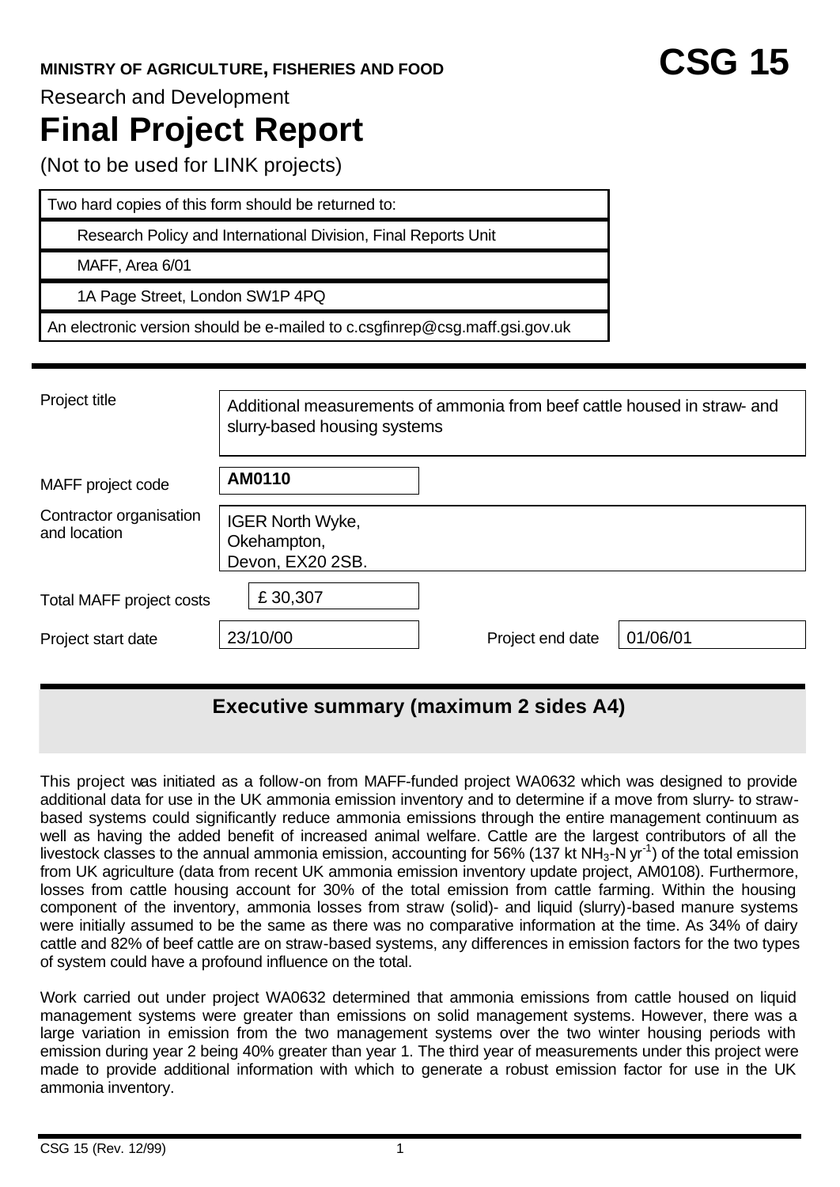**MINISTRY OF AGRICULTURE, FISHERIES AND FOOD** **CSG 15**

Research and Development

# Final Project Report

(Not to be used for LINK projects)

| Two hard copies of this form should be returned to: |
|---|
| Research Policy and International Division, Final Reports Unit |
| MAFF, Area 6/01 |
| 1A Page Street, London SW1P 4PQ |
| An electronic version should be e-mailed to c.csgfinrep@csg.maff.gsi.gov.uk |

| | | | |
|---|---|---|---|
| Project title | Additional measurements of ammonia from beef cattle housed in straw- and slurry-based housing systems | | |
| MAFF project code | **AM0110** | | |
| Contractor organisation and location | IGER North Wyke, Okehampton, Devon, EX20 2SB. | | |
| Total MAFF project costs | £ 30,307 | | |
| Project start date | 23/10/00 | Project end date | 01/06/01 |

## Executive summary (maximum 2 sides A4)

This project was initiated as a follow-on from MAFF-funded project WA0632 which was designed to provide additional data for use in the UK ammonia emission inventory and to determine if a move from slurry- to straw-based systems could significantly reduce ammonia emissions through the entire management continuum as well as having the added benefit of increased animal welfare. Cattle are the largest contributors of all the livestock classes to the annual ammonia emission, accounting for 56% (137 kt $NH_3$-N $yr^{-1}$) of the total emission from UK agriculture (data from recent UK ammonia emission inventory update project, AM0108). Furthermore, losses from cattle housing account for 30% of the total emission from cattle farming. Within the housing component of the inventory, ammonia losses from straw (solid)- and liquid (slurry)-based manure systems were initially assumed to be the same as there was no comparative information at the time. As 34% of dairy cattle and 82% of beef cattle are on straw-based systems, any differences in emission factors for the two types of system could have a profound influence on the total.

Work carried out under project WA0632 determined that ammonia emissions from cattle housed on liquid management systems were greater than emissions on solid management systems. However, there was a large variation in emission from the two management systems over the two winter housing periods with emission during year 2 being 40% greater than year 1. The third year of measurements under this project were made to provide additional information with which to generate a robust emission factor for use in the UK ammonia inventory.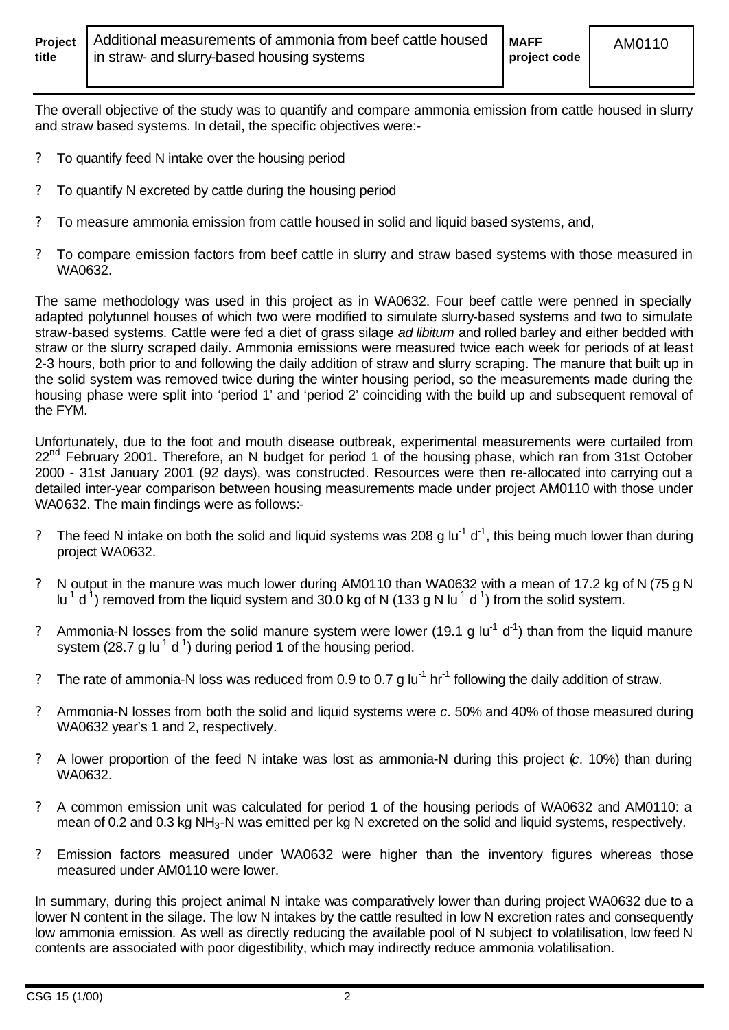| Project title | Additional measurements of ammonia from beef cattle housed in straw- and slurry-based housing systems | MAFF project code | AM0110 |
|---|---|---|---|

The overall objective of the study was to quantify and compare ammonia emission from cattle housed in slurry and straw based systems. In detail, the specific objectives were:-

- To quantify feed N intake over the housing period
- To quantify N excreted by cattle during the housing period
- To measure ammonia emission from cattle housed in solid and liquid based systems, and,
- To compare emission factors from beef cattle in slurry and straw based systems with those measured in WA0632.

The same methodology was used in this project as in WA0632. Four beef cattle were penned in specially adapted polytunnel houses of which two were modified to simulate slurry-based systems and two to simulate straw-based systems. Cattle were fed a diet of grass silage *ad libitum* and rolled barley and either bedded with straw or the slurry scraped daily. Ammonia emissions were measured twice each week for periods of at least 2-3 hours, both prior to and following the daily addition of straw and slurry scraping. The manure that built up in the solid system was removed twice during the winter housing period, so the measurements made during the housing phase were split into 'period 1' and 'period 2' coinciding with the build up and subsequent removal of the FYM.

Unfortunately, due to the foot and mouth disease outbreak, experimental measurements were curtailed from 22nd February 2001. Therefore, an N budget for period 1 of the housing phase, which ran from 31st October 2000 - 31st January 2001 (92 days), was constructed. Resources were then re-allocated into carrying out a detailed inter-year comparison between housing measurements made under project AM0110 with those under WA0632. The main findings were as follows:-

- The feed N intake on both the solid and liquid systems was 208 g $lu^{-1}$ $d^{-1}$, this being much lower than during project WA0632.
- N output in the manure was much lower during AM0110 than WA0632 with a mean of 17.2 kg of N (75 g N $lu^{-1}$ $d^{-1}$) removed from the liquid system and 30.0 kg of N (133 g N $lu^{-1}$ $d^{-1}$) from the solid system.
- Ammonia-N losses from the solid manure system were lower (19.1 g $lu^{-1}$ $d^{-1}$) than from the liquid manure system (28.7 g $lu^{-1}$ $d^{-1}$) during period 1 of the housing period.
- The rate of ammonia-N loss was reduced from 0.9 to 0.7 g $lu^{-1}$ $hr^{-1}$ following the daily addition of straw.
- Ammonia-N losses from both the solid and liquid systems were *c*. 50% and 40% of those measured during WA0632 year's 1 and 2, respectively.
- A lower proportion of the feed N intake was lost as ammonia-N during this project (*c*. 10%) than during WA0632.
- A common emission unit was calculated for period 1 of the housing periods of WA0632 and AM0110: a mean of 0.2 and 0.3 kg $NH_3$-N was emitted per kg N excreted on the solid and liquid systems, respectively.
- Emission factors measured under WA0632 were higher than the inventory figures whereas those measured under AM0110 were lower.

In summary, during this project animal N intake was comparatively lower than during project WA0632 due to a lower N content in the silage. The low N intakes by the cattle resulted in low N excretion rates and consequently low ammonia emission. As well as directly reducing the available pool of N subject to volatilisation, low feed N contents are associated with poor digestibility, which may indirectly reduce ammonia volatilisation.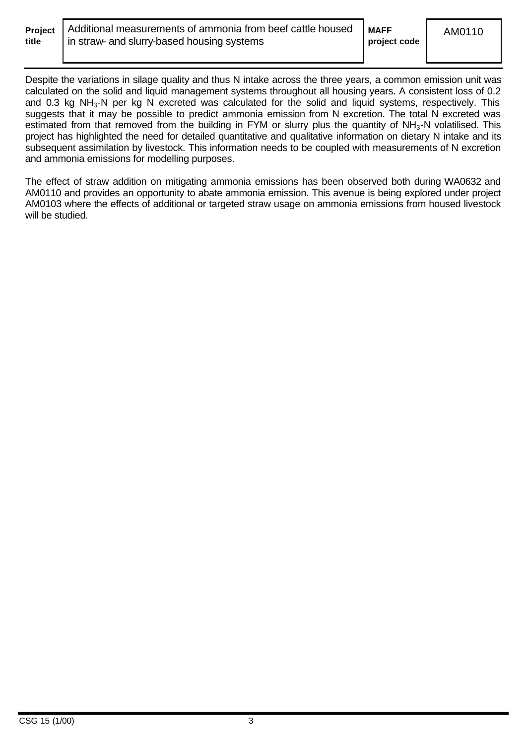Despite the variations in silage quality and thus N intake across the three years, a common emission unit was calculated on the solid and liquid management systems throughout all housing years. A consistent loss of 0.2 and 0.3 kg $NH_3$-N per kg N excreted was calculated for the solid and liquid systems, respectively. This suggests that it may be possible to predict ammonia emission from N excretion. The total N excreted was estimated from that removed from the building in FYM or slurry plus the quantity of $NH_3$-N volatilised. This project has highlighted the need for detailed quantitative and qualitative information on dietary N intake and its subsequent assimilation by livestock. This information needs to be coupled with measurements of N excretion and ammonia emissions for modelling purposes.

The effect of straw addition on mitigating ammonia emissions has been observed both during WA0632 and AM0110 and provides an opportunity to abate ammonia emission. This avenue is being explored under project AM0103 where the effects of additional or targeted straw usage on ammonia emissions from housed livestock will be studied.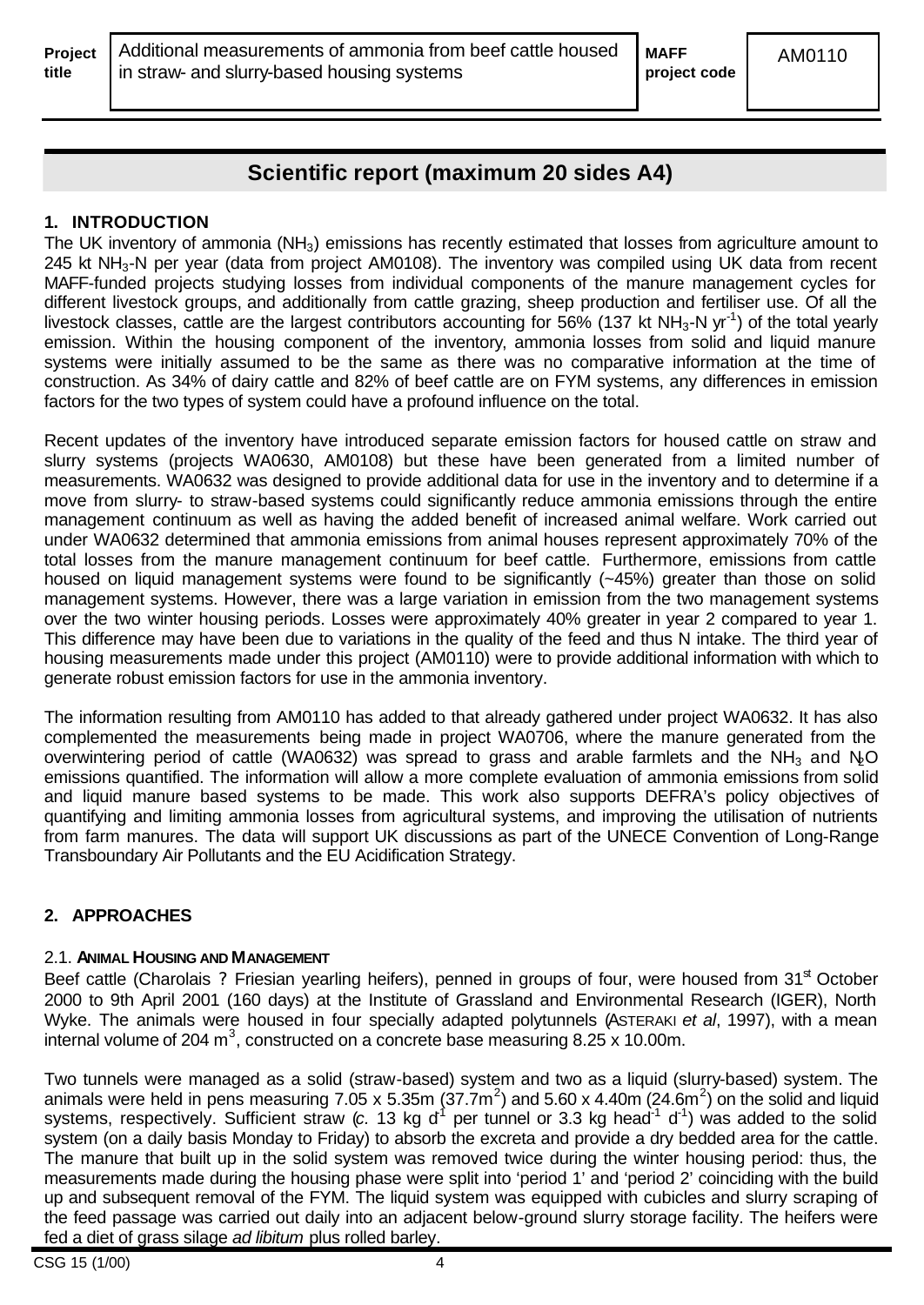# Scientific report (maximum 20 sides A4)

## 1. INTRODUCTION

The UK inventory of ammonia ($NH_3$) emissions has recently estimated that losses from agriculture amount to 245 kt $NH_3$-N per year (data from project AM0108). The inventory was compiled using UK data from recent MAFF-funded projects studying losses from individual components of the manure management cycles for different livestock groups, and additionally from cattle grazing, sheep production and fertiliser use. Of all the livestock classes, cattle are the largest contributors accounting for 56% (137 kt $NH_3$-N $yr^{-1}$) of the total yearly emission. Within the housing component of the inventory, ammonia losses from solid and liquid manure systems were initially assumed to be the same as there was no comparative information at the time of construction. As 34% of dairy cattle and 82% of beef cattle are on FYM systems, any differences in emission factors for the two types of system could have a profound influence on the total.

Recent updates of the inventory have introduced separate emission factors for housed cattle on straw and slurry systems (projects WA0630, AM0108) but these have been generated from a limited number of measurements. WA0632 was designed to provide additional data for use in the inventory and to determine if a move from slurry- to straw-based systems could significantly reduce ammonia emissions through the entire management continuum as well as having the added benefit of increased animal welfare. Work carried out under WA0632 determined that ammonia emissions from animal houses represent approximately 70% of the total losses from the manure management continuum for beef cattle. Furthermore, emissions from cattle housed on liquid management systems were found to be significantly (~45%) greater than those on solid management systems. However, there was a large variation in emission from the two management systems over the two winter housing periods. Losses were approximately 40% greater in year 2 compared to year 1. This difference may have been due to variations in the quality of the feed and thus N intake. The third year of housing measurements made under this project (AM0110) were to provide additional information with which to generate robust emission factors for use in the ammonia inventory.

The information resulting from AM0110 has added to that already gathered under project WA0632. It has also complemented the measurements being made in project WA0706, where the manure generated from the overwintering period of cattle (WA0632) was spread to grass and arable farmlets and the $NH_3$ and $N_2O$ emissions quantified. The information will allow a more complete evaluation of ammonia emissions from solid and liquid manure based systems to be made. This work also supports DEFRA's policy objectives of quantifying and limiting ammonia losses from agricultural systems, and improving the utilisation of nutrients from farm manures. The data will support UK discussions as part of the UNECE Convention of Long-Range Transboundary Air Pollutants and the EU Acidification Strategy.

## 2. APPROACHES

### 2.1. ANIMAL HOUSING AND MANAGEMENT

Beef cattle (Charolais ? Friesian yearling heifers), penned in groups of four, were housed from 31st October 2000 to 9th April 2001 (160 days) at the Institute of Grassland and Environmental Research (IGER), North Wyke. The animals were housed in four specially adapted polytunnels (ASTERAKI *et al*, 1997), with a mean internal volume of 204 $m^3$, constructed on a concrete base measuring 8.25 x 10.00m.

Two tunnels were managed as a solid (straw-based) system and two as a liquid (slurry-based) system. The animals were held in pens measuring 7.05 x 5.35m (37.7$m^2$) and 5.60 x 4.40m (24.6$m^2$) on the solid and liquid systems, respectively. Sufficient straw (*c.* 13 kg $d^{-1}$ per tunnel or 3.3 kg $head^{-1}$ $d^{-1}$) was added to the solid system (on a daily basis Monday to Friday) to absorb the excreta and provide a dry bedded area for the cattle. The manure that built up in the solid system was removed twice during the winter housing period: thus, the measurements made during the housing phase were split into 'period 1' and 'period 2' coinciding with the build up and subsequent removal of the FYM. The liquid system was equipped with cubicles and slurry scraping of the feed passage was carried out daily into an adjacent below-ground slurry storage facility. The heifers were fed a diet of grass silage *ad libitum* plus rolled barley.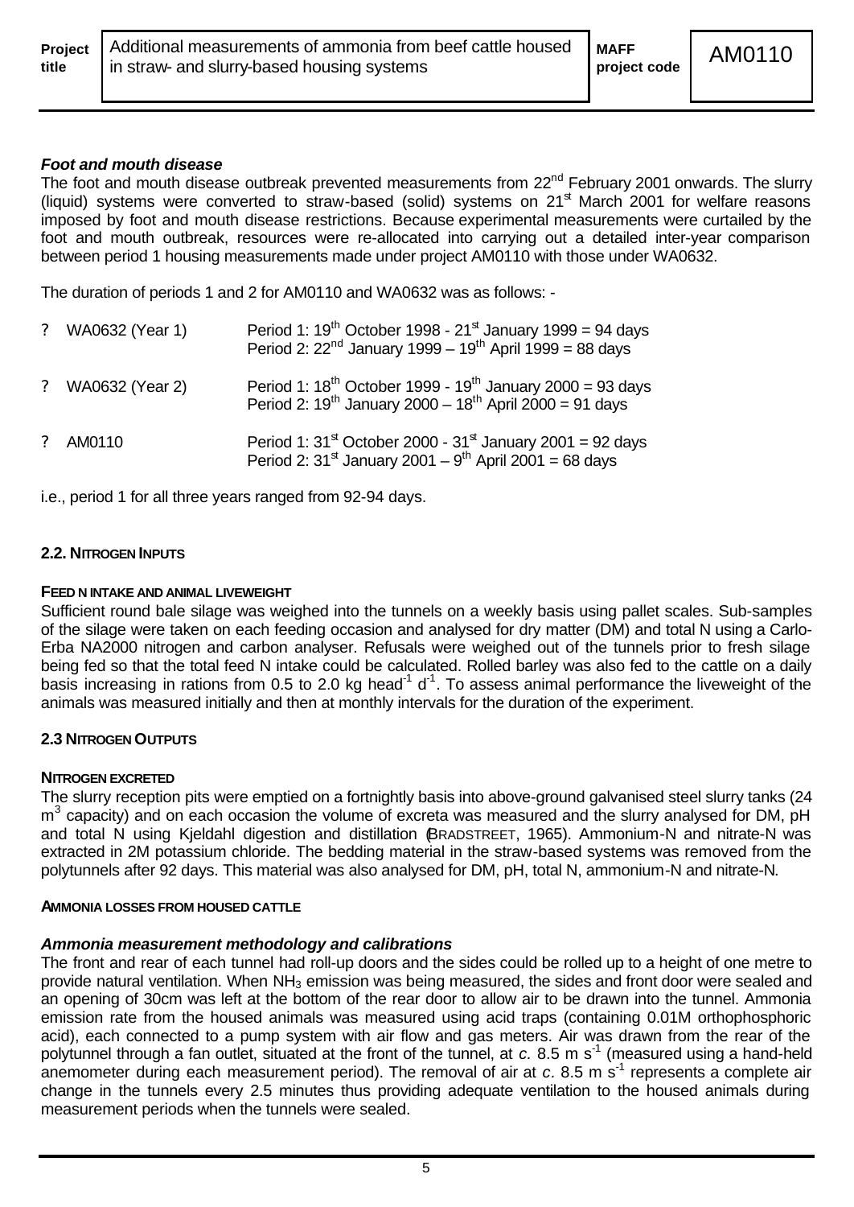### *Foot and mouth disease*

The foot and mouth disease outbreak prevented measurements from 22[nd] February 2001 onwards. The slurry (liquid) systems were converted to straw-based (solid) systems on 21[st] March 2001 for welfare reasons imposed by foot and mouth disease restrictions. Because experimental measurements were curtailed by the foot and mouth outbreak, resources were re-allocated into carrying out a detailed inter-year comparison between period 1 housing measurements made under project AM0110 with those under WA0632.

The duration of periods 1 and 2 for AM0110 and WA0632 was as follows: -

- WA0632 (Year 1)
  Period 1: 19[th] October 1998 - 21[st] January 1999 = 94 days
  Period 2: 22[nd] January 1999 – 19[th] April 1999 = 88 days
- WA0632 (Year 2)
  Period 1: 18[th] October 1999 - 19[th] January 2000 = 93 days
  Period 2: 19[th] January 2000 – 18[th] April 2000 = 91 days
- AM0110
  Period 1: 31[st] October 2000 - 31[st] January 2001 = 92 days
  Period 2: 31[st] January 2001 – 9[th] April 2001 = 68 days

i.e., period 1 for all three years ranged from 92-94 days.

## 2.2. NITROGEN INPUTS

### FEED N INTAKE AND ANIMAL LIVEWEIGHT

Sufficient round bale silage was weighed into the tunnels on a weekly basis using pallet scales. Sub-samples of the silage were taken on each feeding occasion and analysed for dry matter (DM) and total N using a Carlo-Erba NA2000 nitrogen and carbon analyser. Refusals were weighed out of the tunnels prior to fresh silage being fed so that the total feed N intake could be calculated. Rolled barley was also fed to the cattle on a daily basis increasing in rations from 0.5 to 2.0 kg head$^{-1}$ d$^{-1}$. To assess animal performance the liveweight of the animals was measured initially and then at monthly intervals for the duration of the experiment.

## 2.3 NITROGEN OUTPUTS

### NITROGEN EXCRETED

The slurry reception pits were emptied on a fortnightly basis into above-ground galvanised steel slurry tanks (24 m$^3$ capacity) and on each occasion the volume of excreta was measured and the slurry analysed for DM, pH and total N using Kjeldahl digestion and distillation (BRADSTREET, 1965). Ammonium-N and nitrate-N was extracted in 2M potassium chloride. The bedding material in the straw-based systems was removed from the polytunnels after 92 days. This material was also analysed for DM, pH, total N, ammonium-N and nitrate-N.

### AMMONIA LOSSES FROM HOUSED CATTLE

#### *Ammonia measurement methodology and calibrations*

The front and rear of each tunnel had roll-up doors and the sides could be rolled up to a height of one metre to provide natural ventilation. When $NH_3$ emission was being measured, the sides and front door were sealed and an opening of 30cm was left at the bottom of the rear door to allow air to be drawn into the tunnel. Ammonia emission rate from the housed animals was measured using acid traps (containing 0.01M orthophosphoric acid), each connected to a pump system with air flow and gas meters. Air was drawn from the rear of the polytunnel through a fan outlet, situated at the front of the tunnel, at *c.* 8.5 m s$^{-1}$ (measured using a hand-held anemometer during each measurement period). The removal of air at *c.* 8.5 m s$^{-1}$ represents a complete air change in the tunnels every 2.5 minutes thus providing adequate ventilation to the housed animals during measurement periods when the tunnels were sealed.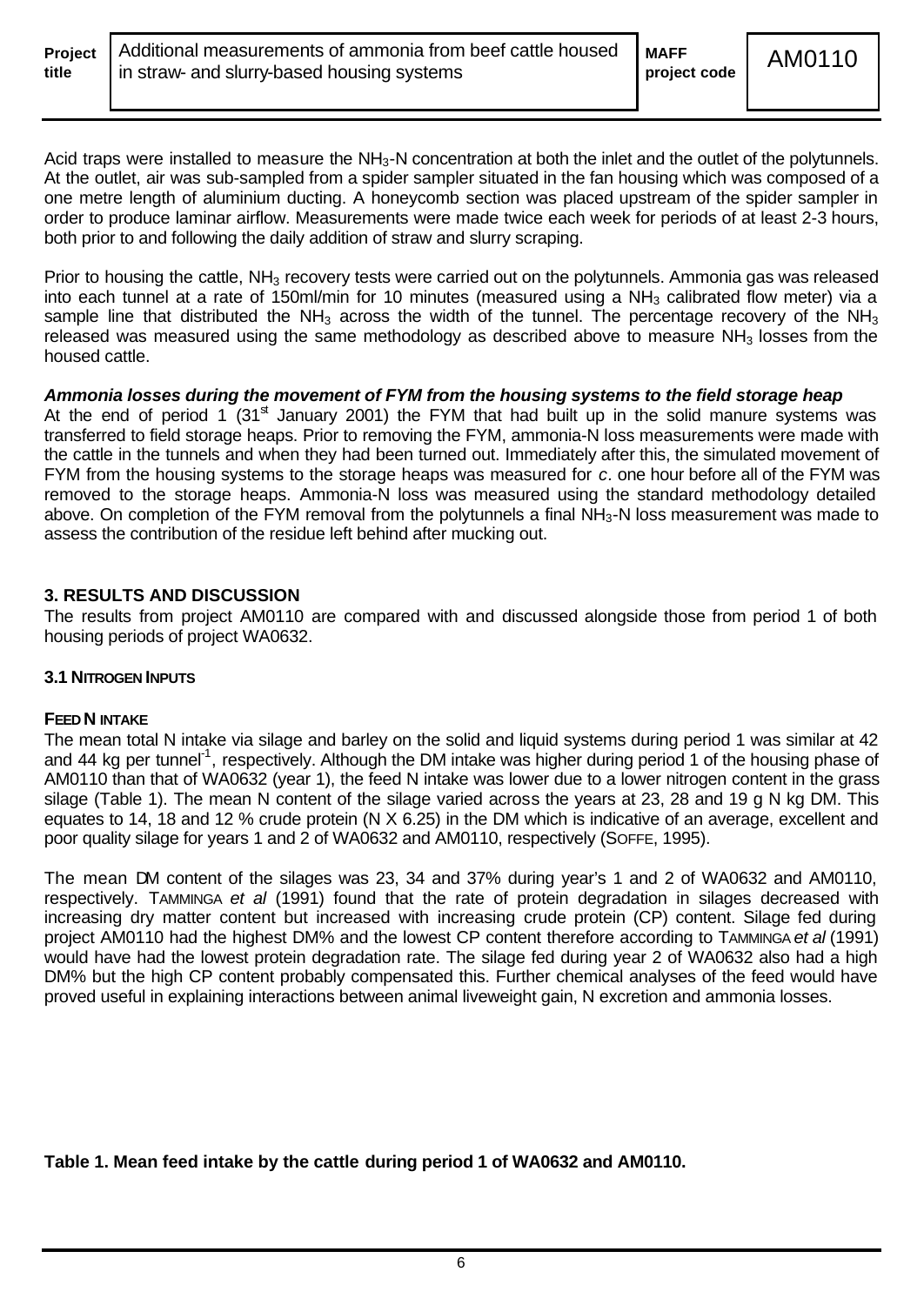Acid traps were installed to measure the $NH_3$-N concentration at both the inlet and the outlet of the polytunnels. At the outlet, air was sub-sampled from a spider sampler situated in the fan housing which was composed of a one metre length of aluminium ducting. A honeycomb section was placed upstream of the spider sampler in order to produce laminar airflow. Measurements were made twice each week for periods of at least 2-3 hours, both prior to and following the daily addition of straw and slurry scraping.

Prior to housing the cattle, $NH_3$ recovery tests were carried out on the polytunnels. Ammonia gas was released into each tunnel at a rate of 150ml/min for 10 minutes (measured using a $NH_3$ calibrated flow meter) via a sample line that distributed the $NH_3$ across the width of the tunnel. The percentage recovery of the $NH_3$ released was measured using the same methodology as described above to measure $NH_3$ losses from the housed cattle.

***Ammonia losses during the movement of FYM from the housing systems to the field storage heap***

At the end of period 1 (31st January 2001) the FYM that had built up in the solid manure systems was transferred to field storage heaps. Prior to removing the FYM, ammonia-N loss measurements were made with the cattle in the tunnels and when they had been turned out. Immediately after this, the simulated movement of FYM from the housing systems to the storage heaps was measured for *c*. one hour before all of the FYM was removed to the storage heaps. Ammonia-N loss was measured using the standard methodology detailed above. On completion of the FYM removal from the polytunnels a final $NH_3$-N loss measurement was made to assess the contribution of the residue left behind after mucking out.

## 3. RESULTS AND DISCUSSION

The results from project AM0110 are compared with and discussed alongside those from period 1 of both housing periods of project WA0632.

### 3.1 NITROGEN INPUTS

#### FEED N INTAKE

The mean total N intake via silage and barley on the solid and liquid systems during period 1 was similar at 42 and 44 kg per tunnel$^{-1}$, respectively. Although the DM intake was higher during period 1 of the housing phase of AM0110 than that of WA0632 (year 1), the feed N intake was lower due to a lower nitrogen content in the grass silage (Table 1). The mean N content of the silage varied across the years at 23, 28 and 19 g N kg DM. This equates to 14, 18 and 12 % crude protein (N X 6.25) in the DM which is indicative of an average, excellent and poor quality silage for years 1 and 2 of WA0632 and AM0110, respectively (SOFFE, 1995).

The mean DM content of the silages was 23, 34 and 37% during year's 1 and 2 of WA0632 and AM0110, respectively. TAMMINGA *et al* (1991) found that the rate of protein degradation in silages decreased with increasing dry matter content but increased with increasing crude protein (CP) content. Silage fed during project AM0110 had the highest DM% and the lowest CP content therefore according to TAMMINGA *et al* (1991) would have had the lowest protein degradation rate. The silage fed during year 2 of WA0632 also had a high DM% but the high CP content probably compensated this. Further chemical analyses of the feed would have proved useful in explaining interactions between animal liveweight gain, N excretion and ammonia losses.

**Table 1. Mean feed intake by the cattle during period 1 of WA0632 and AM0110.**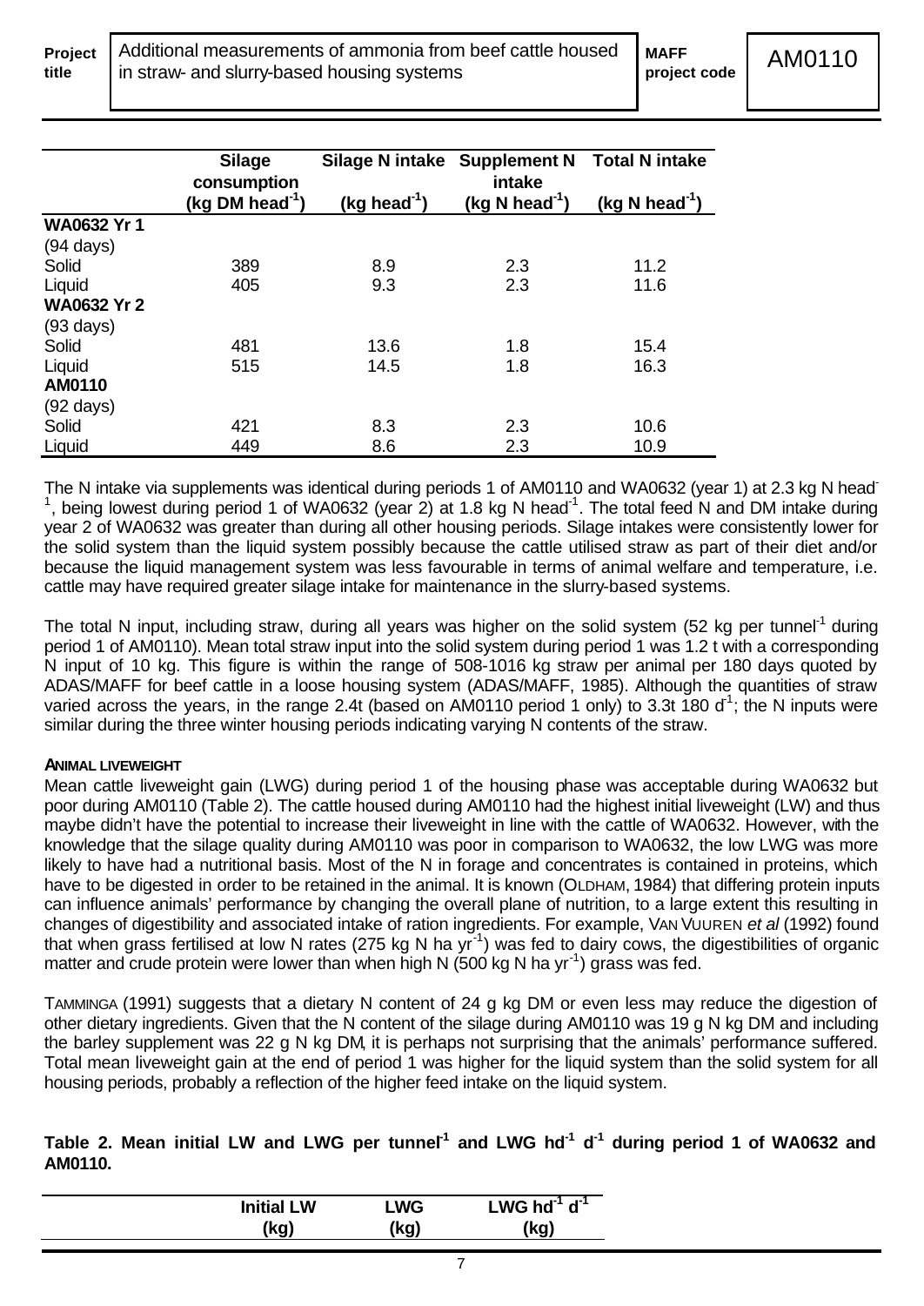|  | Silage consumption (kg DM head$^{-1}$) | Silage N intake (kg head$^{-1}$) | Supplement N intake (kg N head$^{-1}$) | Total N intake (kg N head$^{-1}$) |
| --- | --- | --- | --- | --- |
| **WA0632 Yr 1** |  |  |  |  |
| (94 days) |  |  |  |  |
| Solid | 389 | 8.9 | 2.3 | 11.2 |
| Liquid | 405 | 9.3 | 2.3 | 11.6 |
| **WA0632 Yr 2** |  |  |  |  |
| (93 days) |  |  |  |  |
| Solid | 481 | 13.6 | 1.8 | 15.4 |
| Liquid | 515 | 14.5 | 1.8 | 16.3 |
| **AM0110** |  |  |  |  |
| (92 days) |  |  |  |  |
| Solid | 421 | 8.3 | 2.3 | 10.6 |
| Liquid | 449 | 8.6 | 2.3 | 10.9 |

The N intake via supplements was identical during periods 1 of AM0110 and WA0632 (year 1) at 2.3 kg N head$^{-1}$, being lowest during period 1 of WA0632 (year 2) at 1.8 kg N head$^{-1}$. The total feed N and DM intake during year 2 of WA0632 was greater than during all other housing periods. Silage intakes were consistently lower for the solid system than the liquid system possibly because the cattle utilised straw as part of their diet and/or because the liquid management system was less favourable in terms of animal welfare and temperature, i.e. cattle may have required greater silage intake for maintenance in the slurry-based systems.

The total N input, including straw, during all years was higher on the solid system (52 kg per tunnel$^{-1}$ during period 1 of AM0110). Mean total straw input into the solid system during period 1 was 1.2 t with a corresponding N input of 10 kg. This figure is within the range of 508-1016 kg straw per animal per 180 days quoted by ADAS/MAFF for beef cattle in a loose housing system (ADAS/MAFF, 1985). Although the quantities of straw varied across the years, in the range 2.4t (based on AM0110 period 1 only) to 3.3t 180 d$^{-1}$; the N inputs were similar during the three winter housing periods indicating varying N contents of the straw.

### ANIMAL LIVEWEIGHT

Mean cattle liveweight gain (LWG) during period 1 of the housing phase was acceptable during WA0632 but poor during AM0110 (Table 2). The cattle housed during AM0110 had the highest initial liveweight (LW) and thus maybe didn't have the potential to increase their liveweight in line with the cattle of WA0632. However, with the knowledge that the silage quality during AM0110 was poor in comparison to WA0632, the low LWG was more likely to have had a nutritional basis. Most of the N in forage and concentrates is contained in proteins, which have to be digested in order to be retained in the animal. It is known (OLDHAM, 1984) that differing protein inputs can influence animals' performance by changing the overall plane of nutrition, to a large extent this resulting in changes of digestibility and associated intake of ration ingredients. For example, VAN VUUREN *et al* (1992) found that when grass fertilised at low N rates (275 kg N ha yr$^{-1}$) was fed to dairy cows, the digestibilities of organic matter and crude protein were lower than when high N (500 kg N ha yr$^{-1}$) grass was fed.

TAMMINGA (1991) suggests that a dietary N content of 24 g kg DM or even less may reduce the digestion of other dietary ingredients. Given that the N content of the silage during AM0110 was 19 g N kg DM and including the barley supplement was 22 g N kg DM, it is perhaps not surprising that the animals' performance suffered. Total mean liveweight gain at the end of period 1 was higher for the liquid system than the solid system for all housing periods, probably a reflection of the higher feed intake on the liquid system.

**Table 2. Mean initial LW and LWG per tunnel$^{-1}$ and LWG hd$^{-1}$ d$^{-1}$ during period 1 of WA0632 and AM0110.**

|  | Initial LW (kg) | LWG (kg) | LWG hd$^{-1}$ d$^{-1}$ (kg) |
| --- | --- | --- | --- |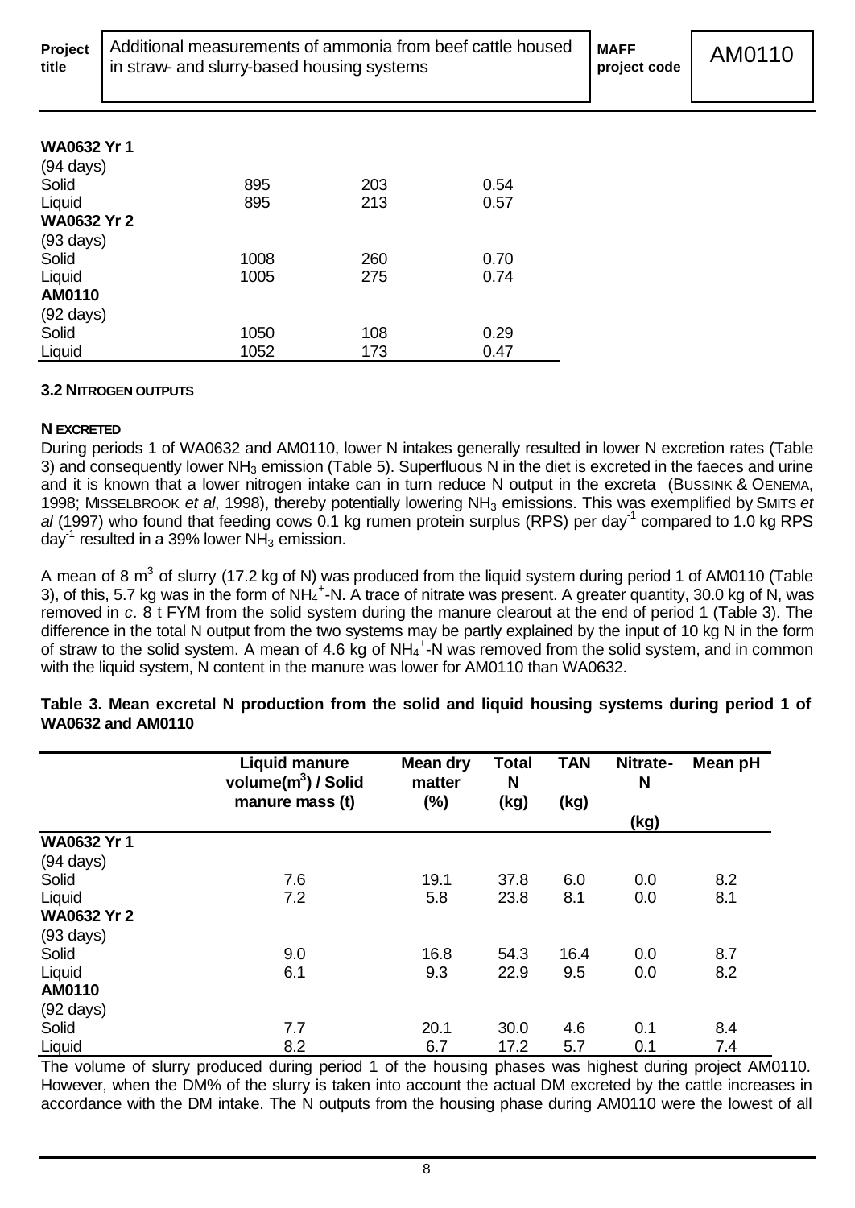| | | | |
|---|---|---|---|
| **WA0632 Yr 1** | | | |
| (94 days) | | | |
| Solid | 895 | 203 | 0.54 |
| Liquid | 895 | 213 | 0.57 |
| **WA0632 Yr 2** | | | |
| (93 days) | | | |
| Solid | 1008 | 260 | 0.70 |
| Liquid | 1005 | 275 | 0.74 |
| **AM0110** | | | |
| (92 days) | | | |
| Solid | 1050 | 108 | 0.29 |
| Liquid | 1052 | 173 | 0.47 |

### 3.2 NITROGEN OUTPUTS

#### N EXCRETED

During periods 1 of WA0632 and AM0110, lower N intakes generally resulted in lower N excretion rates (Table 3) and consequently lower $NH_3$ emission (Table 5). Superfluous N in the diet is excreted in the faeces and urine and it is known that a lower nitrogen intake can in turn reduce N output in the excreta (BUSSINK & OENEMA, 1998; MISSELBROOK *et al*, 1998), thereby potentially lowering $NH_3$ emissions. This was exemplified by SMITS *et al* (1997) who found that feeding cows 0.1 kg rumen protein surplus (RPS) per day$^{-1}$ compared to 1.0 kg RPS day$^{-1}$ resulted in a 39% lower $NH_3$ emission.

A mean of 8 m$^3$ of slurry (17.2 kg of N) was produced from the liquid system during period 1 of AM0110 (Table 3), of this, 5.7 kg was in the form of $NH_4^+$-N. A trace of nitrate was present. A greater quantity, 30.0 kg of N, was removed in *c*. 8 t FYM from the solid system during the manure clearout at the end of period 1 (Table 3). The difference in the total N output from the two systems may be partly explained by the input of 10 kg N in the form of straw to the solid system. A mean of 4.6 kg of $NH_4^+$-N was removed from the solid system, and in common with the liquid system, N content in the manure was lower for AM0110 than WA0632.

**Table 3. Mean excretal N production from the solid and liquid housing systems during period 1 of WA0632 and AM0110**

| | Liquid manure volume(m$^3$) / Solid manure mass (t) | Mean dry matter (%) | Total N (kg) | TAN (kg) | Nitrate-N (kg) | Mean pH |
|---|---|---|---|---|---|---|
| **WA0632 Yr 1** | | | | | | |
| (94 days) | | | | | | |
| Solid | 7.6 | 19.1 | 37.8 | 6.0 | 0.0 | 8.2 |
| Liquid | 7.2 | 5.8 | 23.8 | 8.1 | 0.0 | 8.1 |
| **WA0632 Yr 2** | | | | | | |
| (93 days) | | | | | | |
| Solid | 9.0 | 16.8 | 54.3 | 16.4 | 0.0 | 8.7 |
| Liquid | 6.1 | 9.3 | 22.9 | 9.5 | 0.0 | 8.2 |
| **AM0110** | | | | | | |
| (92 days) | | | | | | |
| Solid | 7.7 | 20.1 | 30.0 | 4.6 | 0.1 | 8.4 |
| Liquid | 8.2 | 6.7 | 17.2 | 5.7 | 0.1 | 7.4 |

The volume of slurry produced during period 1 of the housing phases was highest during project AM0110. However, when the DM% of the slurry is taken into account the actual DM excreted by the cattle increases in accordance with the DM intake. The N outputs from the housing phase during AM0110 were the lowest of all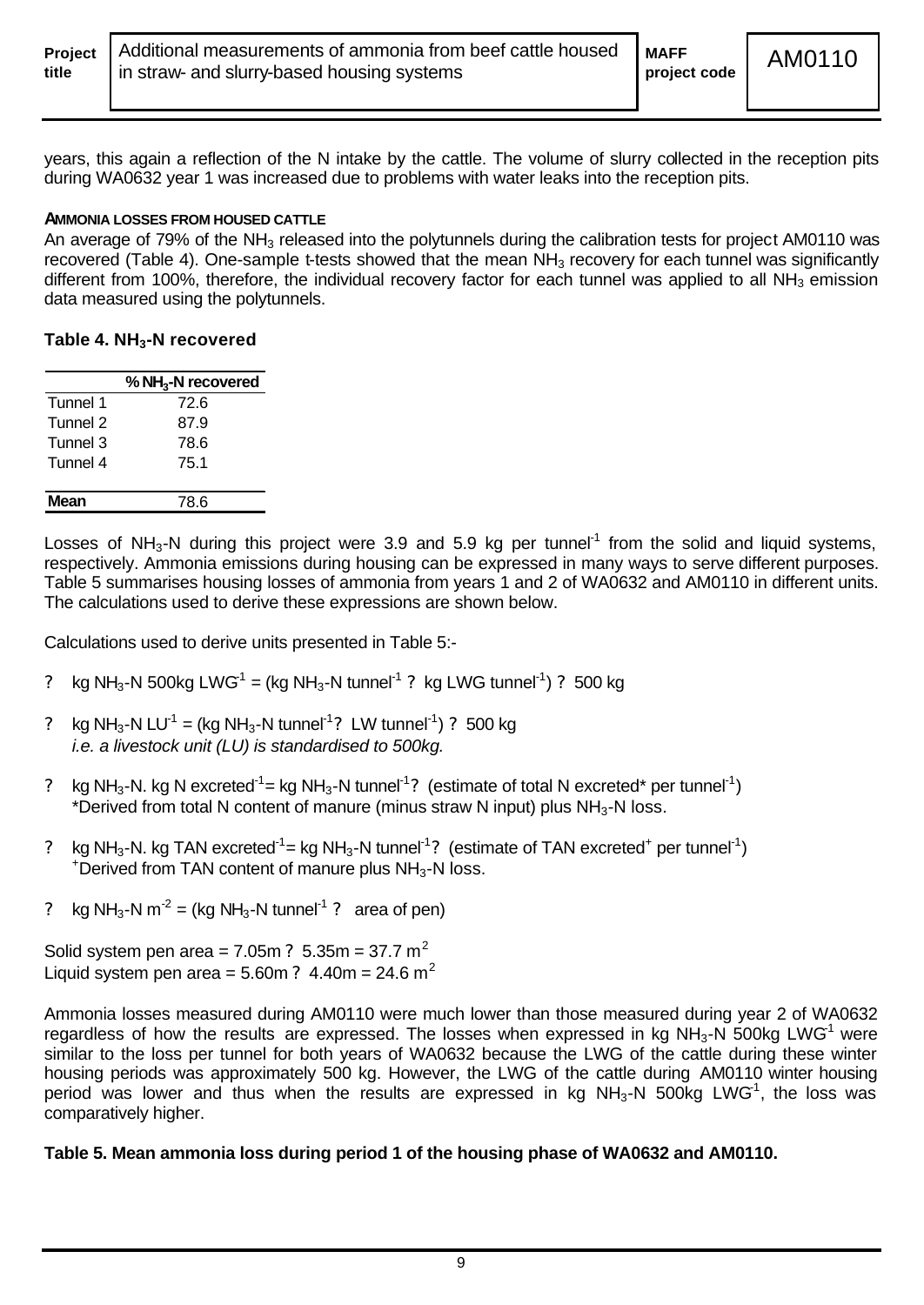years, this again a reflection of the N intake by the cattle. The volume of slurry collected in the reception pits during WA0632 year 1 was increased due to problems with water leaks into the reception pits.

#### AMMONIA LOSSES FROM HOUSED CATTLE

An average of 79% of the $NH_3$ released into the polytunnels during the calibration tests for project AM0110 was recovered (Table 4). One-sample t-tests showed that the mean $NH_3$ recovery for each tunnel was significantly different from 100%, therefore, the individual recovery factor for each tunnel was applied to all $NH_3$ emission data measured using the polytunnels.

### Table 4. $NH_3$-N recovered

| | % $NH_3$-N recovered |
|---|---|
| Tunnel 1 | 72.6 |
| Tunnel 2 | 87.9 |
| Tunnel 3 | 78.6 |
| Tunnel 4 | 75.1 |
| **Mean** | 78.6 |

Losses of $NH_3$-N during this project were 3.9 and 5.9 kg per tunnel$^{-1}$ from the solid and liquid systems, respectively. Ammonia emissions during housing can be expressed in many ways to serve different purposes. Table 5 summarises housing losses of ammonia from years 1 and 2 of WA0632 and AM0110 in different units. The calculations used to derive these expressions are shown below.

Calculations used to derive units presented in Table 5:-

- kg $NH_3$-N 500kg $LWG^{-1}$ = (kg $NH_3$-N tunnel$^{-1}$ ? kg LWG tunnel$^{-1}$) ? 500 kg
- kg $NH_3$-N $LU^{-1}$ = (kg $NH_3$-N tunnel$^{-1}$ ? LW tunnel$^{-1}$) ? 500 kg
  *i.e. a livestock unit (LU) is standardised to 500kg.*
- kg $NH_3$-N. kg N excreted$^{-1}$ = kg $NH_3$-N tunnel$^{-1}$ ? (estimate of total N excreted* per tunnel$^{-1}$)
  *Derived from total N content of manure (minus straw N input) plus $NH_3$-N loss.
- kg $NH_3$-N. kg TAN excreted$^{-1}$ = kg $NH_3$-N tunnel$^{-1}$ ? (estimate of TAN excreted$^{+}$ per tunnel$^{-1}$)
  $^{+}$Derived from TAN content of manure plus $NH_3$-N loss.
- kg $NH_3$-N $m^{-2}$ = (kg $NH_3$-N tunnel$^{-1}$ ? area of pen)

Solid system pen area = 7.05m ? 5.35m = 37.7 $m^2$
Liquid system pen area = 5.60m ? 4.40m = 24.6 $m^2$

Ammonia losses measured during AM0110 were much lower than those measured during year 2 of WA0632 regardless of how the results are expressed. The losses when expressed in kg $NH_3$-N 500kg $LWG^{-1}$ were similar to the loss per tunnel for both years of WA0632 because the LWG of the cattle during these winter housing periods was approximately 500 kg. However, the LWG of the cattle during AM0110 winter housing period was lower and thus when the results are expressed in kg $NH_3$-N 500kg $LWG^{-1}$, the loss was comparatively higher.

**Table 5. Mean ammonia loss during period 1 of the housing phase of WA0632 and AM0110.**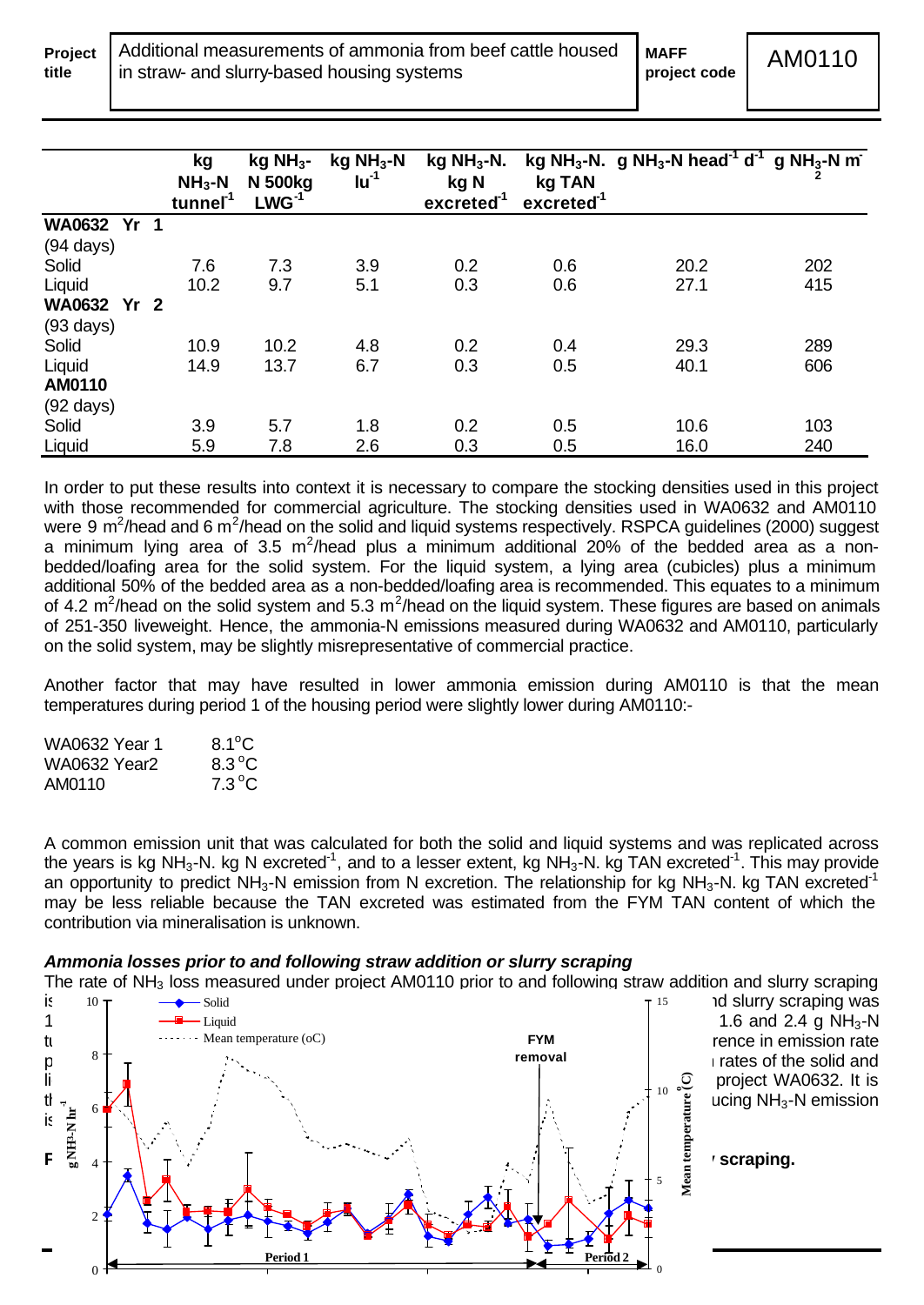| | kg $NH_3$-N tunnel[-1] | kg $NH_3$-N 500kg LWG[-1] | kg $NH_3$-N lu[-1] | kg $NH_3$-N. kg N excreted[-1] | kg $NH_3$-N. kg TAN excreted[-1] | g $NH_3$-N head[-1] d[-1] | g $NH_3$-N m[-2] |
|---|---|---|---|---|---|---|---|
| **WA0632 Yr 1** (94 days) | | | | | | | |
| Solid | 7.6 | 7.3 | 3.9 | 0.2 | 0.6 | 20.2 | 202 |
| Liquid | 10.2 | 9.7 | 5.1 | 0.3 | 0.6 | 27.1 | 415 |
| **WA0632 Yr 2** (93 days) | | | | | | | |
| Solid | 10.9 | 10.2 | 4.8 | 0.2 | 0.4 | 29.3 | 289 |
| Liquid | 14.9 | 13.7 | 6.7 | 0.3 | 0.5 | 40.1 | 606 |
| **AM0110** (92 days) | | | | | | | |
| Solid | 3.9 | 5.7 | 1.8 | 0.2 | 0.5 | 10.6 | 103 |
| Liquid | 5.9 | 7.8 | 2.6 | 0.3 | 0.5 | 16.0 | 240 |

In order to put these results into context it is necessary to compare the stocking densities used in this project with those recommended for commercial agriculture. The stocking densities used in WA0632 and AM0110 were 9 $m^2$/head and 6 $m^2$/head on the solid and liquid systems respectively. RSPCA guidelines (2000) suggest a minimum lying area of 3.5 $m^2$/head plus a minimum additional 20% of the bedded area as a non-bedded/loafing area for the solid system. For the liquid system, a lying area (cubicles) plus a minimum additional 50% of the bedded area as a non-bedded/loafing area is recommended. This equates to a minimum of 4.2 $m^2$/head on the solid system and 5.3 $m^2$/head on the liquid system. These figures are based on animals of 251-350 liveweight. Hence, the ammonia-N emissions measured during WA0632 and AM0110, particularly on the solid system, may be slightly misrepresentative of commercial practice.

Another factor that may have resulted in lower ammonia emission during AM0110 is that the mean temperatures during period 1 of the housing period were slightly lower during AM0110:-

| | |
|---|---|
| WA0632 Year 1 | 8.1°C |
| WA0632 Year2 | 8.3°C |
| AM0110 | 7.3°C |

A common emission unit that was calculated for both the solid and liquid systems and was replicated across the years is kg $NH_3$-N. kg N excreted[-1], and to a lesser extent, kg $NH_3$-N. kg TAN excreted[-1]. This may provide an opportunity to predict $NH_3$-N emission from N excretion. The relationship for kg $NH_3$-N. kg TAN excreted[-1] may be less reliable because the TAN excreted was estimated from the FYM TAN content of which the contribution via mineralisation is unknown.

***Ammonia losses prior to and following straw addition or slurry scraping***

The rate of $NH_3$ loss measured under project AM0110 prior to and following straw addition and slurry scraping is ... nd slurry scraping was 1 ... 1.6 and 2.4 g $NH_3$-N t... rence in emission rate p... rates of the solid and li... project WA0632. It is th... ucing $NH_3$-N emission is ...

**F... scraping.**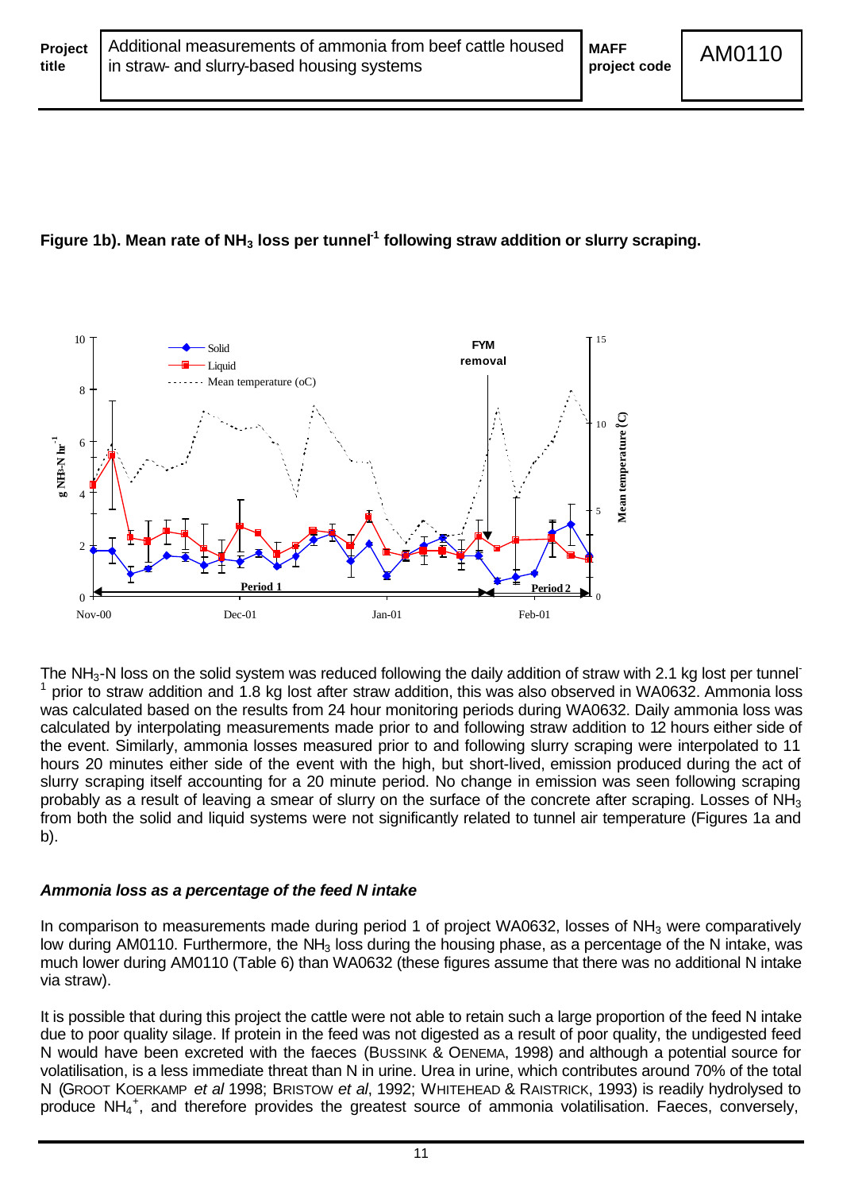**Figure 1b). Mean rate of $NH_3$ loss per tunnel[-1] following straw addition or slurry scraping.**

The $NH_3$-N loss on the solid system was reduced following the daily addition of straw with 2.1 kg lost per tunnel[-1] prior to straw addition and 1.8 kg lost after straw addition, this was also observed in WA0632. Ammonia loss was calculated based on the results from 24 hour monitoring periods during WA0632. Daily ammonia loss was calculated by interpolating measurements made prior to and following straw addition to 12 hours either side of the event. Similarly, ammonia losses measured prior to and following slurry scraping were interpolated to 11 hours 20 minutes either side of the event with the high, but short-lived, emission produced during the act of slurry scraping itself accounting for a 20 minute period. No change in emission was seen following scraping probably as a result of leaving a smear of slurry on the surface of the concrete after scraping. Losses of $NH_3$ from both the solid and liquid systems were not significantly related to tunnel air temperature (Figures 1a and b).

### *Ammonia loss as a percentage of the feed N intake*

In comparison to measurements made during period 1 of project WA0632, losses of $NH_3$ were comparatively low during AM0110. Furthermore, the $NH_3$ loss during the housing phase, as a percentage of the N intake, was much lower during AM0110 (Table 6) than WA0632 (these figures assume that there was no additional N intake via straw).

It is possible that during this project the cattle were not able to retain such a large proportion of the feed N intake due to poor quality silage. If protein in the feed was not digested as a result of poor quality, the undigested feed N would have been excreted with the faeces (BUSSINK & OENEMA, 1998) and although a potential source for volatilisation, is a less immediate threat than N in urine. Urea in urine, which contributes around 70% of the total N (GROOT KOERKAMP *et al* 1998; BRISTOW *et al*, 1992; WHITEHEAD & RAISTRICK, 1993) is readily hydrolysed to produce $NH_4^+$, and therefore provides the greatest source of ammonia volatilisation. Faeces, conversely,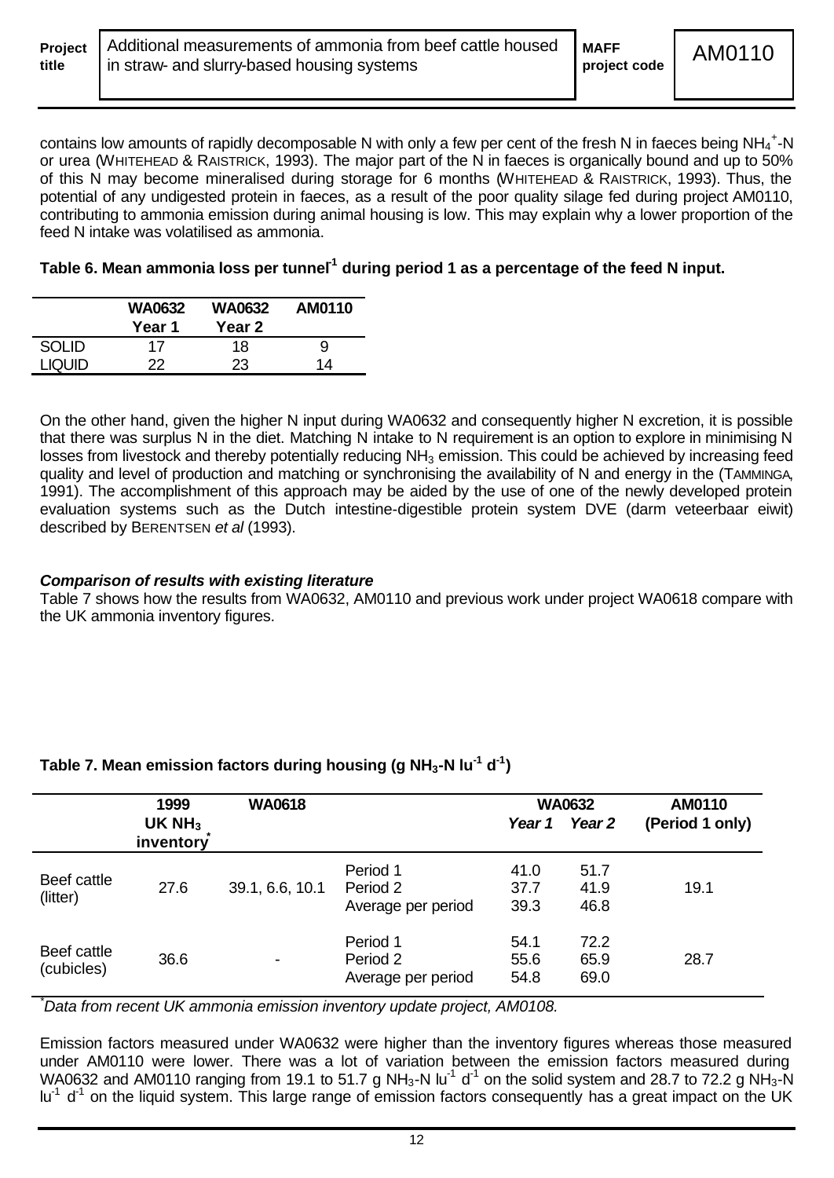contains low amounts of rapidly decomposable N with only a few per cent of the fresh N in faeces being $NH_4^+$-N or urea (WHITEHEAD & RAISTRICK, 1993). The major part of the N in faeces is organically bound and up to 50% of this N may become mineralised during storage for 6 months (WHITEHEAD & RAISTRICK, 1993). Thus, the potential of any undigested protein in faeces, as a result of the poor quality silage fed during project AM0110, contributing to ammonia emission during animal housing is low. This may explain why a lower proportion of the feed N intake was volatilised as ammonia.

**Table 6. Mean ammonia loss per tunnel[-1] during period 1 as a percentage of the feed N input.**

| | WA0632 Year 1 | WA0632 Year 2 | AM0110 |
|---|---|---|---|
| SOLID | 17 | 18 | 9 |
| LIQUID | 22 | 23 | 14 |

On the other hand, given the higher N input during WA0632 and consequently higher N excretion, it is possible that there was surplus N in the diet. Matching N intake to N requirement is an option to explore in minimising N losses from livestock and thereby potentially reducing $NH_3$ emission. This could be achieved by increasing feed quality and level of production and matching or synchronising the availability of N and energy in the (TAMMINGA, 1991). The accomplishment of this approach may be aided by the use of one of the newly developed protein evaluation systems such as the Dutch intestine-digestible protein system DVE (darm veteerbaar eiwit) described by BERENTSEN *et al* (1993).

***Comparison of results with existing literature***

Table 7 shows how the results from WA0632, AM0110 and previous work under project WA0618 compare with the UK ammonia inventory figures.

**Table 7. Mean emission factors during housing (g $NH_3$-N $lu^{-1}$ $d^{-1}$)**

| | 1999 UK $NH_3$ inventory* | WA0618 | | WA0632 *Year 1* | WA0632 *Year 2* | AM0110 (Period 1 only) |
|---|---|---|---|---|---|---|
| Beef cattle (litter) | 27.6 | 39.1, 6.6, 10.1 | Period 1 | 41.0 | 51.7 | 19.1 |
| | | | Period 2 | 37.7 | 41.9 | |
| | | | Average per period | 39.3 | 46.8 | |
| Beef cattle (cubicles) | 36.6 | - | Period 1 | 54.1 | 72.2 | 28.7 |
| | | | Period 2 | 55.6 | 65.9 | |
| | | | Average per period | 54.8 | 69.0 | |

**Data from recent UK ammonia emission inventory update project, AM0108.*

Emission factors measured under WA0632 were higher than the inventory figures whereas those measured under AM0110 were lower. There was a lot of variation between the emission factors measured during WA0632 and AM0110 ranging from 19.1 to 51.7 g $NH_3$-N $lu^{-1}$ $d^{-1}$ on the solid system and 28.7 to 72.2 g $NH_3$-N $lu^{-1}$ $d^{-1}$ on the liquid system. This large range of emission factors consequently has a great impact on the UK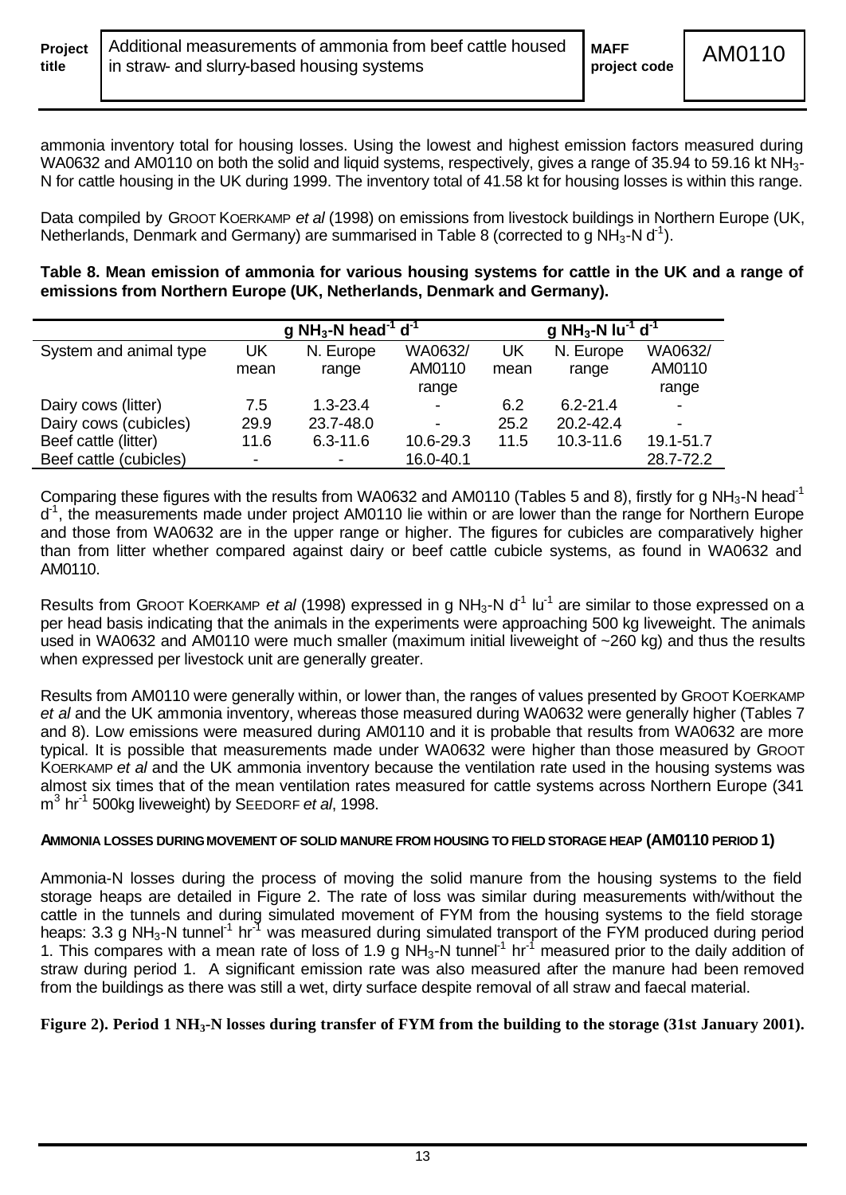ammonia inventory total for housing losses. Using the lowest and highest emission factors measured during WA0632 and AM0110 on both the solid and liquid systems, respectively, gives a range of 35.94 to 59.16 kt $NH_3$-N for cattle housing in the UK during 1999. The inventory total of 41.58 kt for housing losses is within this range.

Data compiled by GROOT KOERKAMP *et al* (1998) on emissions from livestock buildings in Northern Europe (UK, Netherlands, Denmark and Germany) are summarised in Table 8 (corrected to g $NH_3$-N $d^{-1}$).

**Table 8. Mean emission of ammonia for various housing systems for cattle in the UK and a range of emissions from Northern Europe (UK, Netherlands, Denmark and Germany).**

| | g $NH_3$-N $head^{-1}$ $d^{-1}$ | | | g $NH_3$-N $lu^{-1}$ $d^{-1}$ | | |
|---|---|---|---|---|---|---|
| System and animal type | UK mean | N. Europe range | WA0632/ AM0110 range | UK mean | N. Europe range | WA0632/ AM0110 range |
| Dairy cows (litter) | 7.5 | 1.3-23.4 | - | 6.2 | 6.2-21.4 | - |
| Dairy cows (cubicles) | 29.9 | 23.7-48.0 | - | 25.2 | 20.2-42.4 | - |
| Beef cattle (litter) | 11.6 | 6.3-11.6 | 10.6-29.3 | 11.5 | 10.3-11.6 | 19.1-51.7 |
| Beef cattle (cubicles) | - | - | 16.0-40.1 | | | 28.7-72.2 |

Comparing these figures with the results from WA0632 and AM0110 (Tables 5 and 8), firstly for g $NH_3$-N $head^{-1}$ $d^{-1}$, the measurements made under project AM0110 lie within or are lower than the range for Northern Europe and those from WA0632 are in the upper range or higher. The figures for cubicles are comparatively higher than from litter whether compared against dairy or beef cattle cubicle systems, as found in WA0632 and AM0110.

Results from GROOT KOERKAMP *et al* (1998) expressed in g $NH_3$-N $d^{-1}$ $lu^{-1}$ are similar to those expressed on a per head basis indicating that the animals in the experiments were approaching 500 kg liveweight. The animals used in WA0632 and AM0110 were much smaller (maximum initial liveweight of ~260 kg) and thus the results when expressed per livestock unit are generally greater.

Results from AM0110 were generally within, or lower than, the ranges of values presented by GROOT KOERKAMP *et al* and the UK ammonia inventory, whereas those measured during WA0632 were generally higher (Tables 7 and 8). Low emissions were measured during AM0110 and it is probable that results from WA0632 are more typical. It is possible that measurements made under WA0632 were higher than those measured by GROOT KOERKAMP *et al* and the UK ammonia inventory because the ventilation rate used in the housing systems was almost six times that of the mean ventilation rates measured for cattle systems across Northern Europe (341 $m^3$ $hr^{-1}$ 500kg liveweight) by SEEDORF *et al*, 1998.

**AMMONIA LOSSES DURING MOVEMENT OF SOLID MANURE FROM HOUSING TO FIELD STORAGE HEAP (AM0110 PERIOD 1)**

Ammonia-N losses during the process of moving the solid manure from the housing systems to the field storage heaps are detailed in Figure 2. The rate of loss was similar during measurements with/without the cattle in the tunnels and during simulated movement of FYM from the housing systems to the field storage heaps: 3.3 g $NH_3$-N $tunnel^{-1}$ $hr^{-1}$ was measured during simulated transport of the FYM produced during period 1. This compares with a mean rate of loss of 1.9 g $NH_3$-N $tunnel^{-1}$ $hr^{-1}$ measured prior to the daily addition of straw during period 1. A significant emission rate was also measured after the manure had been removed from the buildings as there was still a wet, dirty surface despite removal of all straw and faecal material.

**Figure 2). Period 1 $NH_3$-N losses during transfer of FYM from the building to the storage (31st January 2001).**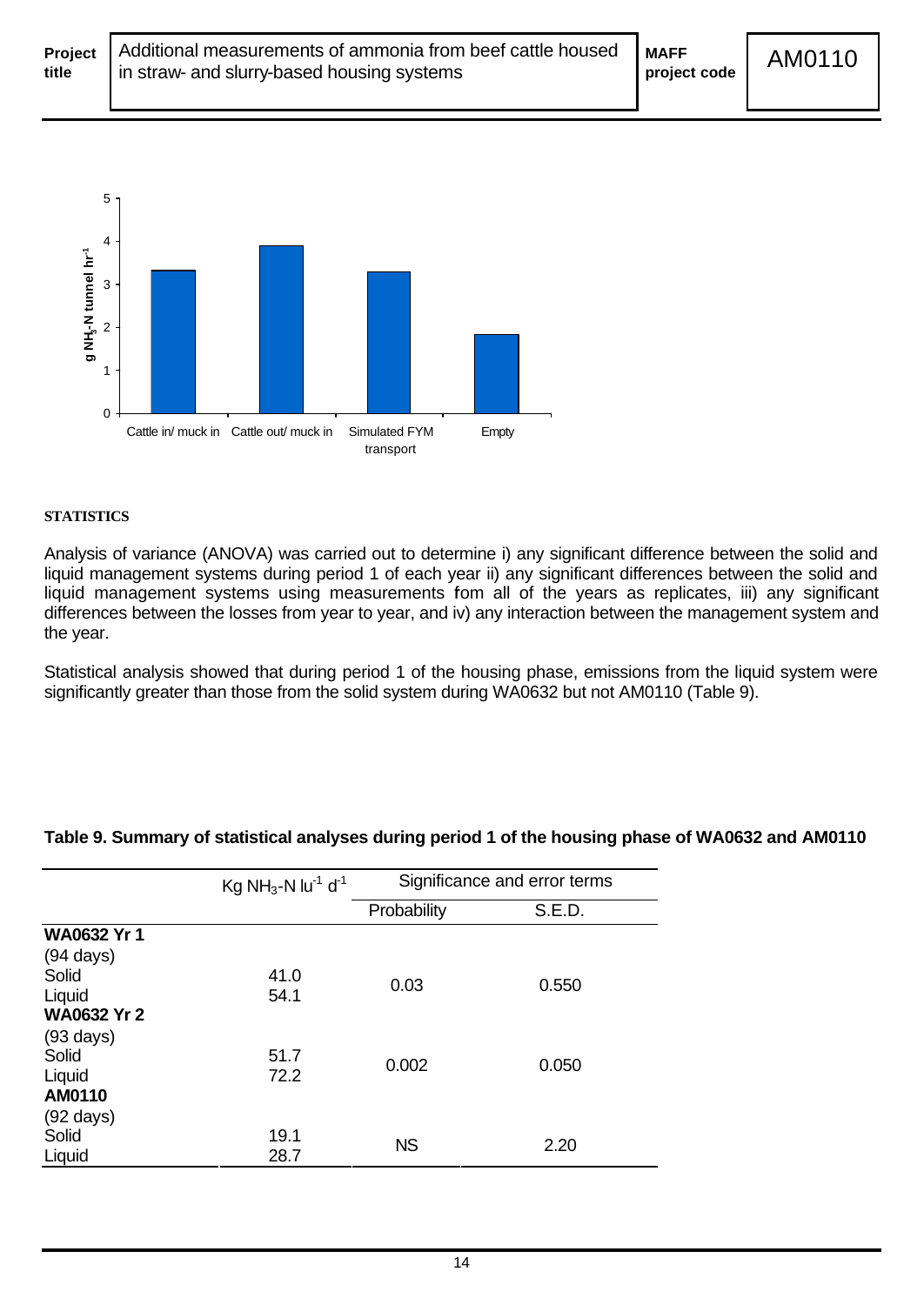### STATISTICS

Analysis of variance (ANOVA) was carried out to determine i) any significant difference between the solid and liquid management systems during period 1 of each year ii) any significant differences between the solid and liquid management systems using measurements fom all of the years as replicates, iii) any significant differences between the losses from year to year, and iv) any interaction between the management system and the year.

Statistical analysis showed that during period 1 of the housing phase, emissions from the liquid system were significantly greater than those from the solid system during WA0632 but not AM0110 (Table 9).

**Table 9. Summary of statistical analyses during period 1 of the housing phase of WA0632 and AM0110**

| | Kg $NH_3$-N $lu^{-1}$ $d^{-1}$ | Significance and error terms | |
|---|---|---|---|
| | | Probability | S.E.D. |
| **WA0632 Yr 1** | | | |
| (94 days) | | | |
| Solid | 41.0 | 0.03 | 0.550 |
| Liquid | 54.1 | | |
| **WA0632 Yr 2** | | | |
| (93 days) | | | |
| Solid | 51.7 | 0.002 | 0.050 |
| Liquid | 72.2 | | |
| **AM0110** | | | |
| (92 days) | | | |
| Solid | 19.1 | NS | 2.20 |
| Liquid | 28.7 | | |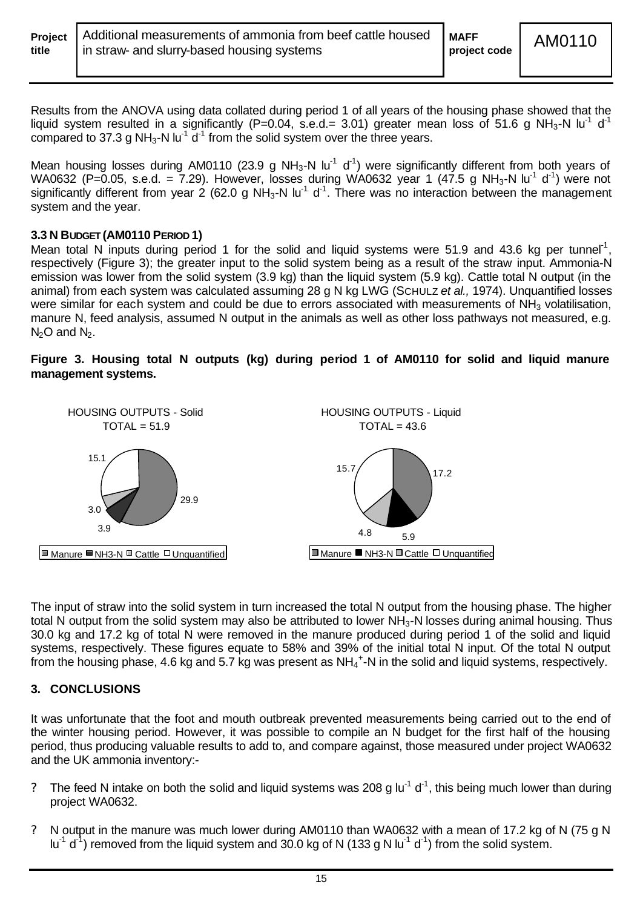Results from the ANOVA using data collated during period 1 of all years of the housing phase showed that the liquid system resulted in a significantly (P=0.04, s.e.d.= 3.01) greater mean loss of 51.6 g $NH_3$-N $lu^{-1}$ $d^{-1}$ compared to 37.3 g $NH_3$-N $lu^{-1}$ $d^{-1}$ from the solid system over the three years.

Mean housing losses during AM0110 (23.9 g $NH_3$-N $lu^{-1}$ $d^{-1}$) were significantly different from both years of WA0632 (P=0.05, s.e.d. = 7.29). However, losses during WA0632 year 1 (47.5 g $NH_3$-N $lu^{-1}$ $d^{-1}$) were not significantly different from year 2 (62.0 g $NH_3$-N $lu^{-1}$ $d^{-1}$. There was no interaction between the management system and the year.

### 3.3 N BUDGET (AM0110 PERIOD 1)

Mean total N inputs during period 1 for the solid and liquid systems were 51.9 and 43.6 kg per $tunnel^{-1}$, respectively (Figure 3); the greater input to the solid system being as a result of the straw input. Ammonia-N emission was lower from the solid system (3.9 kg) than the liquid system (5.9 kg). Cattle total N output (in the animal) from each system was calculated assuming 28 g N kg LWG (SCHULZ *et al.,* 1974). Unquantified losses were similar for each system and could be due to errors associated with measurements of $NH_3$ volatilisation, manure N, feed analysis, assumed N output in the animals as well as other loss pathways not measured, e.g. $N_2O$ and $N_2$.

**Figure 3. Housing total N outputs (kg) during period 1 of AM0110 for solid and liquid manure management systems.**

HOUSING OUTPUTS - Solid
TOTAL = 51.9

| Manure | NH3-N | Cattle | Unquantified |
|---|---|---|---|
| 29.9 | 3.9 | 3.0 | 15.1 |

HOUSING OUTPUTS - Liquid
TOTAL = 43.6

| Manure | NH3-N | Cattle | Unquantified |
|---|---|---|---|
| 17.2 | 5.9 | 4.8 | 15.7 |

The input of straw into the solid system in turn increased the total N output from the housing phase. The higher total N output from the solid system may also be attributed to lower $NH_3$-N losses during animal housing. Thus 30.0 kg and 17.2 kg of total N were removed in the manure produced during period 1 of the solid and liquid systems, respectively. These figures equate to 58% and 39% of the initial total N input. Of the total N output from the housing phase, 4.6 kg and 5.7 kg was present as $NH_4^+$-N in the solid and liquid systems, respectively.

## 3. CONCLUSIONS

It was unfortunate that the foot and mouth outbreak prevented measurements being carried out to the end of the winter housing period. However, it was possible to compile an N budget for the first half of the housing period, thus producing valuable results to add to, and compare against, those measured under project WA0632 and the UK ammonia inventory:-

- The feed N intake on both the solid and liquid systems was 208 g $lu^{-1}$ $d^{-1}$, this being much lower than during project WA0632.
- N output in the manure was much lower during AM0110 than WA0632 with a mean of 17.2 kg of N (75 g N $lu^{-1}$ $d^{-1}$) removed from the liquid system and 30.0 kg of N (133 g N $lu^{-1}$ $d^{-1}$) from the solid system.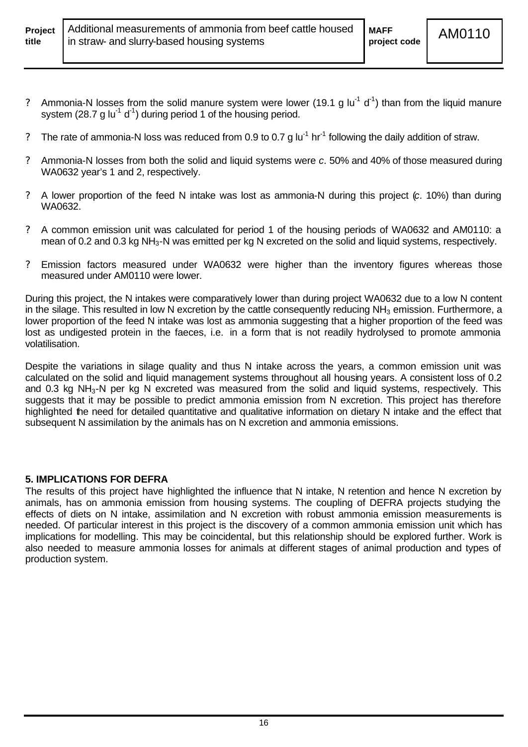- ? Ammonia-N losses from the solid manure system were lower (19.1 g $lu^{-1}$ $d^{-1}$) than from the liquid manure system (28.7 g $lu^{-1}$ $d^{-1}$) during period 1 of the housing period.
- ? The rate of ammonia-N loss was reduced from 0.9 to 0.7 g $lu^{-1}$ $hr^{-1}$ following the daily addition of straw.
- ? Ammonia-N losses from both the solid and liquid systems were *c*. 50% and 40% of those measured during WA0632 year's 1 and 2, respectively.
- ? A lower proportion of the feed N intake was lost as ammonia-N during this project (*c*. 10%) than during WA0632.
- ? A common emission unit was calculated for period 1 of the housing periods of WA0632 and AM0110: a mean of 0.2 and 0.3 kg $NH_3$-N was emitted per kg N excreted on the solid and liquid systems, respectively.
- ? Emission factors measured under WA0632 were higher than the inventory figures whereas those measured under AM0110 were lower.

During this project, the N intakes were comparatively lower than during project WA0632 due to a low N content in the silage. This resulted in low N excretion by the cattle consequently reducing $NH_3$ emission. Furthermore, a lower proportion of the feed N intake was lost as ammonia suggesting that a higher proportion of the feed was lost as undigested protein in the faeces, i.e. in a form that is not readily hydrolysed to promote ammonia volatilisation.

Despite the variations in silage quality and thus N intake across the years, a common emission unit was calculated on the solid and liquid management systems throughout all housing years. A consistent loss of 0.2 and 0.3 kg $NH_3$-N per kg N excreted was measured from the solid and liquid systems, respectively. This suggests that it may be possible to predict ammonia emission from N excretion. This project has therefore highlighted the need for detailed quantitative and qualitative information on dietary N intake and the effect that subsequent N assimilation by the animals has on N excretion and ammonia emissions.

## 5. IMPLICATIONS FOR DEFRA

The results of this project have highlighted the influence that N intake, N retention and hence N excretion by animals, has on ammonia emission from housing systems. The coupling of DEFRA projects studying the effects of diets on N intake, assimilation and N excretion with robust ammonia emission measurements is needed. Of particular interest in this project is the discovery of a common ammonia emission unit which has implications for modelling. This may be coincidental, but this relationship should be explored further. Work is also needed to measure ammonia losses for animals at different stages of animal production and types of production system.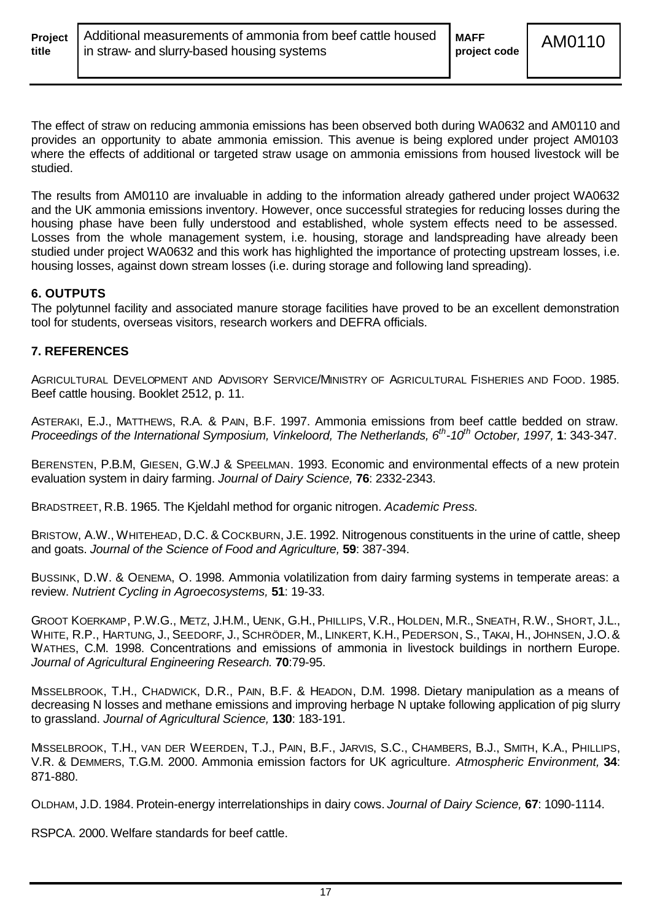The effect of straw on reducing ammonia emissions has been observed both during WA0632 and AM0110 and provides an opportunity to abate ammonia emission. This avenue is being explored under project AM0103 where the effects of additional or targeted straw usage on ammonia emissions from housed livestock will be studied.

The results from AM0110 are invaluable in adding to the information already gathered under project WA0632 and the UK ammonia emissions inventory. However, once successful strategies for reducing losses during the housing phase have been fully understood and established, whole system effects need to be assessed. Losses from the whole management system, i.e. housing, storage and landspreading have already been studied under project WA0632 and this work has highlighted the importance of protecting upstream losses, i.e. housing losses, against down stream losses (i.e. during storage and following land spreading).

## 6. OUTPUTS

The polytunnel facility and associated manure storage facilities have proved to be an excellent demonstration tool for students, overseas visitors, research workers and DEFRA officials.

## 7. REFERENCES

AGRICULTURAL DEVELOPMENT AND ADVISORY SERVICE/MINISTRY OF AGRICULTURAL FISHERIES AND FOOD. 1985. Beef cattle housing. Booklet 2512, p. 11.

ASTERAKI, E.J., MATTHEWS, R.A. & PAIN, B.F. 1997. Ammonia emissions from beef cattle bedded on straw. *Proceedings of the International Symposium, Vinkeloord, The Netherlands, 6th-10th October, 1997,* **1**: 343-347.

BERENSTEN, P.B.M, GIESEN, G.W.J & SPEELMAN. 1993. Economic and environmental effects of a new protein evaluation system in dairy farming. *Journal of Dairy Science,* **76**: 2332-2343.

BRADSTREET, R.B. 1965. The Kjeldahl method for organic nitrogen. *Academic Press.*

BRISTOW, A.W., WHITEHEAD, D.C. & COCKBURN, J.E. 1992. Nitrogenous constituents in the urine of cattle, sheep and goats. *Journal of the Science of Food and Agriculture,* **59**: 387-394.

BUSSINK, D.W. & OENEMA, O. 1998. Ammonia volatilization from dairy farming systems in temperate areas: a review. *Nutrient Cycling in Agroecosystems,* **51**: 19-33.

GROOT KOERKAMP, P.W.G., METZ, J.H.M., UENK, G.H., PHILLIPS, V.R., HOLDEN, M.R., SNEATH, R.W., SHORT, J.L., WHITE, R.P., HARTUNG, J., SEEDORF, J., SCHRÖDER, M., LINKERT, K.H., PEDERSON, S., TAKAI, H., JOHNSEN, J.O. & WATHES, C.M. 1998. Concentrations and emissions of ammonia in livestock buildings in northern Europe. *Journal of Agricultural Engineering Research.* **70**:79-95.

MISSELBROOK, T.H., CHADWICK, D.R., PAIN, B.F. & HEADON, D.M. 1998. Dietary manipulation as a means of decreasing N losses and methane emissions and improving herbage N uptake following application of pig slurry to grassland. *Journal of Agricultural Science,* **130**: 183-191.

MISSELBROOK, T.H., VAN DER WEERDEN, T.J., PAIN, B.F., JARVIS, S.C., CHAMBERS, B.J., SMITH, K.A., PHILLIPS, V.R. & DEMMERS, T.G.M. 2000. Ammonia emission factors for UK agriculture. *Atmospheric Environment,* **34**: 871-880.

OLDHAM, J.D. 1984. Protein-energy interrelationships in dairy cows. *Journal of Dairy Science,* **67**: 1090-1114.

RSPCA. 2000. Welfare standards for beef cattle.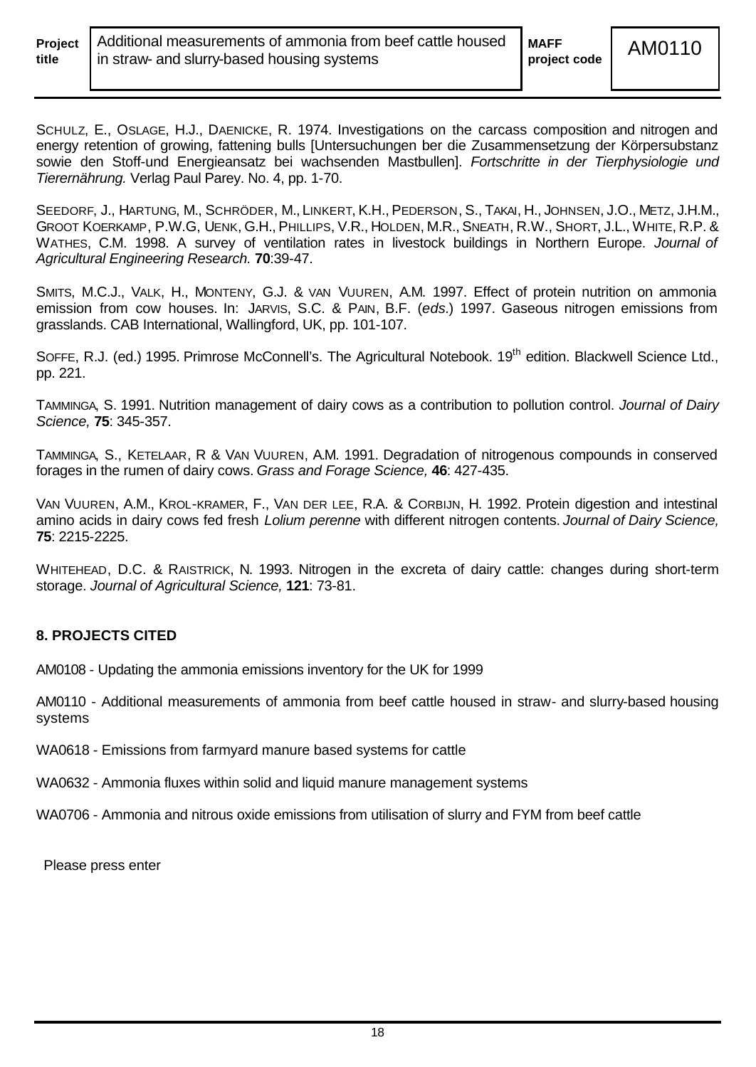SCHULZ, E., OSLAGE, H.J., DAENICKE, R. 1974. Investigations on the carcass composition and nitrogen and energy retention of growing, fattening bulls [Untersuchungen ber die Zusammensetzung der Körpersubstanz sowie den Stoff-und Energieansatz bei wachsenden Mastbullen]. *Fortschritte in der Tierphysiologie und Tierernährung.* Verlag Paul Parey. No. 4, pp. 1-70.

SEEDORF, J., HARTUNG, M., SCHRÖDER, M., LINKERT, K.H., PEDERSON, S., TAKAI, H., JOHNSEN, J.O., METZ, J.H.M., GROOT KOERKAMP, P.W.G, UENK, G.H., PHILLIPS, V.R., HOLDEN, M.R., SNEATH, R.W., SHORT, J.L., WHITE, R.P. & WATHES, C.M. 1998. A survey of ventilation rates in livestock buildings in Northern Europe. *Journal of Agricultural Engineering Research.* **70**:39-47.

SMITS, M.C.J., VALK, H., MONTENY, G.J. & VAN VUUREN, A.M. 1997. Effect of protein nutrition on ammonia emission from cow houses. In: JARVIS, S.C. & PAIN, B.F. (*eds.*) 1997. Gaseous nitrogen emissions from grasslands. CAB International, Wallingford, UK, pp. 101-107.

SOFFE, R.J. (ed.) 1995. Primrose McConnell's. The Agricultural Notebook. 19th edition. Blackwell Science Ltd., pp. 221.

TAMMINGA, S. 1991. Nutrition management of dairy cows as a contribution to pollution control. *Journal of Dairy Science,* **75**: 345-357.

TAMMINGA, S., KETELAAR, R & VAN VUUREN, A.M. 1991. Degradation of nitrogenous compounds in conserved forages in the rumen of dairy cows. *Grass and Forage Science,* **46**: 427-435.

VAN VUUREN, A.M., KROL-KRAMER, F., VAN DER LEE, R.A. & CORBIJN, H. 1992. Protein digestion and intestinal amino acids in dairy cows fed fresh *Lolium perenne* with different nitrogen contents. *Journal of Dairy Science,* **75**: 2215-2225.

WHITEHEAD, D.C. & RAISTRICK, N. 1993. Nitrogen in the excreta of dairy cattle: changes during short-term storage. *Journal of Agricultural Science,* **121**: 73-81.

## 8. PROJECTS CITED

AM0108 - Updating the ammonia emissions inventory for the UK for 1999

AM0110 - Additional measurements of ammonia from beef cattle housed in straw- and slurry-based housing systems

WA0618 - Emissions from farmyard manure based systems for cattle

WA0632 - Ammonia fluxes within solid and liquid manure management systems

WA0706 - Ammonia and nitrous oxide emissions from utilisation of slurry and FYM from beef cattle

Please press enter